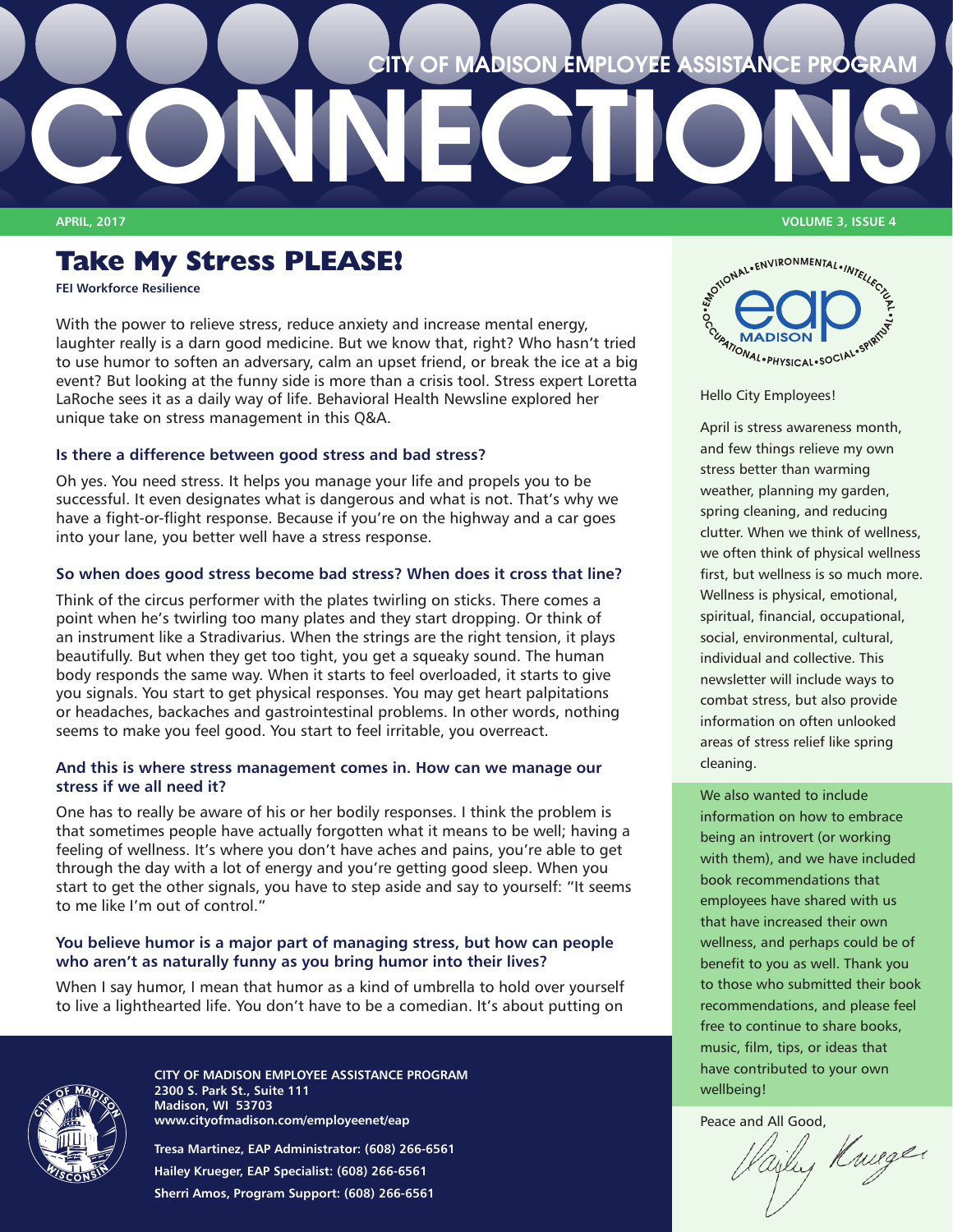# CITY OF MADISON EMPLOYEE ASSISTANCE PROGRAM
# CONNECTIONS

**APRIL, 2017** **VOLUME 3, ISSUE 4**

## Take My Stress PLEASE!

**FEI Workforce Resilience**

With the power to relieve stress, reduce anxiety and increase mental energy, laughter really is a darn good medicine. But we know that, right? Who hasn't tried to use humor to soften an adversary, calm an upset friend, or break the ice at a big event? But looking at the funny side is more than a crisis tool. Stress expert Loretta LaRoche sees it as a daily way of life. Behavioral Health Newsline explored her unique take on stress management in this Q&A.

### Is there a difference between good stress and bad stress?

Oh yes. You need stress. It helps you manage your life and propels you to be successful. It even designates what is dangerous and what is not. That's why we have a fight-or-flight response. Because if you're on the highway and a car goes into your lane, you better well have a stress response.

### So when does good stress become bad stress? When does it cross that line?

Think of the circus performer with the plates twirling on sticks. There comes a point when he's twirling too many plates and they start dropping. Or think of an instrument like a Stradivarius. When the strings are the right tension, it plays beautifully. But when they get too tight, you get a squeaky sound. The human body responds the same way. When it starts to feel overloaded, it starts to give you signals. You start to get physical responses. You may get heart palpitations or headaches, backaches and gastrointestinal problems. In other words, nothing seems to make you feel good. You start to feel irritable, you overreact.

### And this is where stress management comes in. How can we manage our stress if we all need it?

One has to really be aware of his or her bodily responses. I think the problem is that sometimes people have actually forgotten what it means to be well; having a feeling of wellness. It's where you don't have aches and pains, you're able to get through the day with a lot of energy and you're getting good sleep. When you start to get the other signals, you have to step aside and say to yourself: "It seems to me like I'm out of control."

### You believe humor is a major part of managing stress, but how can people who aren't as naturally funny as you bring humor into their lives?

When I say humor, I mean that humor as a kind of umbrella to hold over yourself to live a lighthearted life. You don't have to be a comedian. It's about putting on

EMOTIONAL • ENVIRONMENTAL • INTELLECTUAL • SPIRITUAL • SOCIAL • PHYSICAL • OCCUPATIONAL

eap MADISON

Hello City Employees!

April is stress awareness month, and few things relieve my own stress better than warming weather, planning my garden, spring cleaning, and reducing clutter. When we think of wellness, we often think of physical wellness first, but wellness is so much more. Wellness is physical, emotional, spiritual, financial, occupational, social, environmental, cultural, individual and collective. This newsletter will include ways to combat stress, but also provide information on often unlooked areas of stress relief like spring cleaning.

We also wanted to include information on how to embrace being an introvert (or working with them), and we have included book recommendations that employees have shared with us that have increased their own wellness, and perhaps could be of benefit to you as well. Thank you to those who submitted their book recommendations, and please feel free to continue to share books, music, film, tips, or ideas that have contributed to your own wellbeing!

Peace and All Good,

Hailey Krueger

**CITY OF MADISON EMPLOYEE ASSISTANCE PROGRAM**
**2300 S. Park St., Suite 111**
**Madison, WI 53703**
**www.cityofmadison.com/employeenet/eap**

**Tresa Martinez, EAP Administrator: (608) 266-6561**
**Hailey Krueger, EAP Specialist: (608) 266-6561**
**Sherri Amos, Program Support: (608) 266-6561**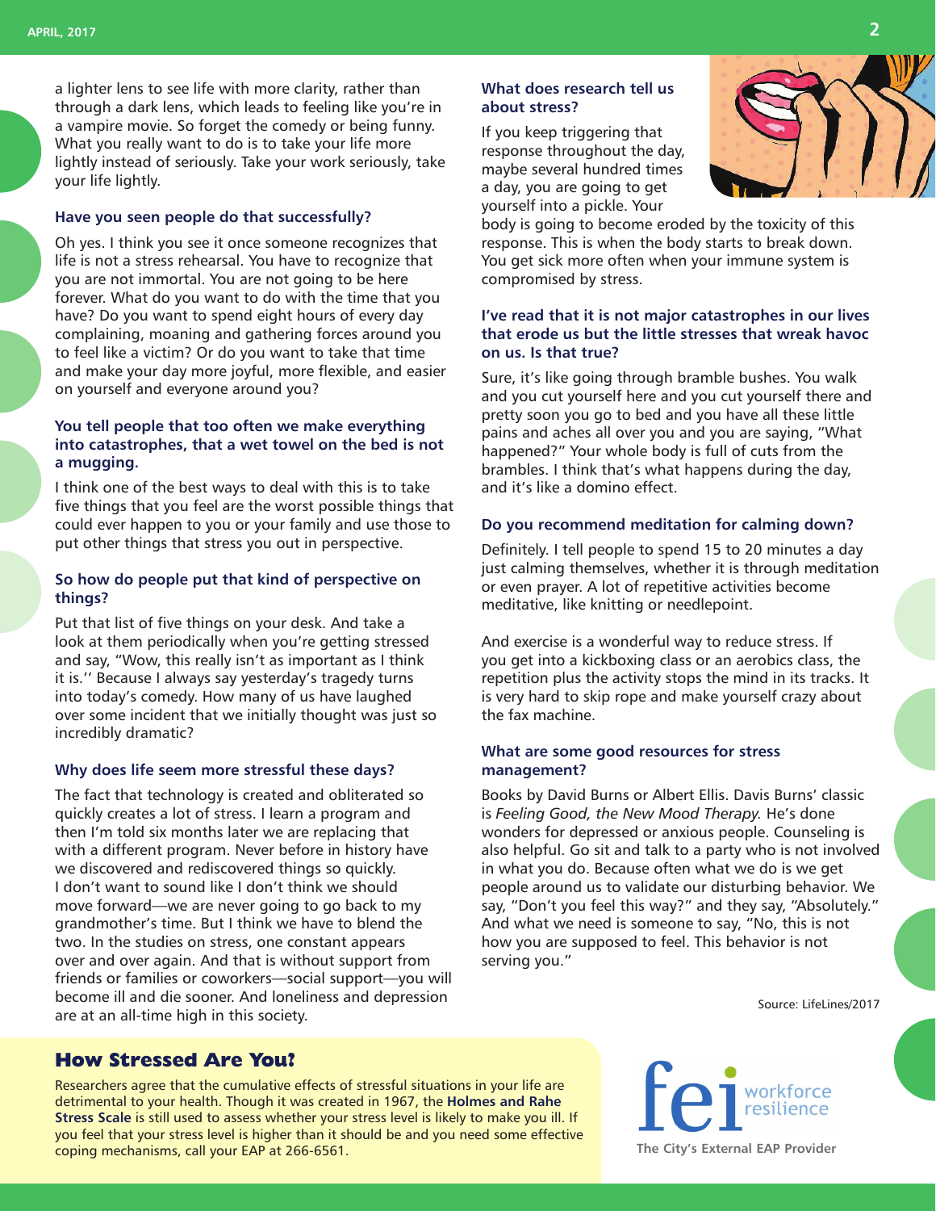a lighter lens to see life with more clarity, rather than through a dark lens, which leads to feeling like you're in a vampire movie. So forget the comedy or being funny. What you really want to do is to take your life more lightly instead of seriously. Take your work seriously, take your life lightly.

### Have you seen people do that successfully?

Oh yes. I think you see it once someone recognizes that life is not a stress rehearsal. You have to recognize that you are not immortal. You are not going to be here forever. What do you want to do with the time that you have? Do you want to spend eight hours of every day complaining, moaning and gathering forces around you to feel like a victim? Or do you want to take that time and make your day more joyful, more flexible, and easier on yourself and everyone around you?

### You tell people that too often we make everything into catastrophes, that a wet towel on the bed is not a mugging.

I think one of the best ways to deal with this is to take five things that you feel are the worst possible things that could ever happen to you or your family and use those to put other things that stress you out in perspective.

### So how do people put that kind of perspective on things?

Put that list of five things on your desk. And take a look at them periodically when you're getting stressed and say, "Wow, this really isn't as important as I think it is.'' Because I always say yesterday's tragedy turns into today's comedy. How many of us have laughed over some incident that we initially thought was just so incredibly dramatic?

### Why does life seem more stressful these days?

The fact that technology is created and obliterated so quickly creates a lot of stress. I learn a program and then I'm told six months later we are replacing that with a different program. Never before in history have we discovered and rediscovered things so quickly. I don't want to sound like I don't think we should move forward—we are never going to go back to my grandmother's time. But I think we have to blend the two. In the studies on stress, one constant appears over and over again. And that is without support from friends or families or coworkers—social support—you will become ill and die sooner. And loneliness and depression are at an all-time high in this society.

### What does research tell us about stress?

If you keep triggering that response throughout the day, maybe several hundred times a day, you are going to get yourself into a pickle. Your body is going to become eroded by the toxicity of this response. This is when the body starts to break down. You get sick more often when your immune system is compromised by stress.

### I've read that it is not major catastrophes in our lives that erode us but the little stresses that wreak havoc on us. Is that true?

Sure, it's like going through bramble bushes. You walk and you cut yourself here and you cut yourself there and pretty soon you go to bed and you have all these little pains and aches all over you and you are saying, "What happened?" Your whole body is full of cuts from the brambles. I think that's what happens during the day, and it's like a domino effect.

### Do you recommend meditation for calming down?

Definitely. I tell people to spend 15 to 20 minutes a day just calming themselves, whether it is through meditation or even prayer. A lot of repetitive activities become meditative, like knitting or needlepoint.

And exercise is a wonderful way to reduce stress. If you get into a kickboxing class or an aerobics class, the repetition plus the activity stops the mind in its tracks. It is very hard to skip rope and make yourself crazy about the fax machine.

### What are some good resources for stress management?

Books by David Burns or Albert Ellis. Davis Burns' classic is *Feeling Good, the New Mood Therapy.* He's done wonders for depressed or anxious people. Counseling is also helpful. Go sit and talk to a party who is not involved in what you do. Because often what we do is we get people around us to validate our disturbing behavior. We say, "Don't you feel this way?" and they say, "Absolutely." And what we need is someone to say, "No, this is not how you are supposed to feel. This behavior is not serving you."

Source: LifeLines/2017

## How Stressed Are You?

Researchers agree that the cumulative effects of stressful situations in your life are detrimental to your health. Though it was created in 1967, the **Holmes and Rahe Stress Scale** is still used to assess whether your stress level is likely to make you ill. If you feel that your stress level is higher than it should be and you need some effective coping mechanisms, call your EAP at 266-6561.

fei workforce resilience

**The City's External EAP Provider**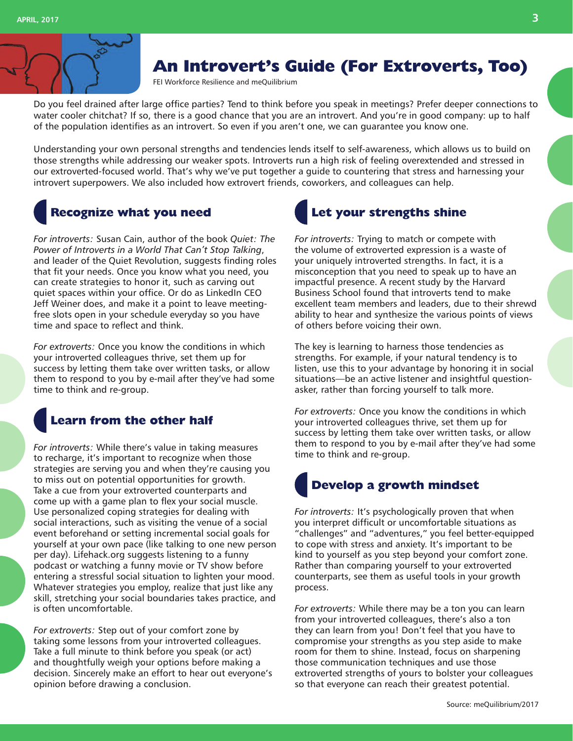# An Introvert's Guide (For Extroverts, Too)

FEI Workforce Resilience and meQuilibrium

Do you feel drained after large office parties? Tend to think before you speak in meetings? Prefer deeper connections to water cooler chitchat? If so, there is a good chance that you are an introvert. And you're in good company: up to half of the population identifies as an introvert. So even if you aren't one, we can guarantee you know one.

Understanding your own personal strengths and tendencies lends itself to self-awareness, which allows us to build on those strengths while addressing our weaker spots. Introverts run a high risk of feeling overextended and stressed in our extroverted-focused world. That's why we've put together a guide to countering that stress and harnessing your introvert superpowers. We also included how extrovert friends, coworkers, and colleagues can help.

## Recognize what you need

*For introverts:* Susan Cain, author of the book *Quiet: The Power of Introverts in a World That Can't Stop Talking*, and leader of the Quiet Revolution, suggests finding roles that fit your needs. Once you know what you need, you can create strategies to honor it, such as carving out quiet spaces within your office. Or do as LinkedIn CEO Jeff Weiner does, and make it a point to leave meeting-free slots open in your schedule everyday so you have time and space to reflect and think.

*For extroverts:* Once you know the conditions in which your introverted colleagues thrive, set them up for success by letting them take over written tasks, or allow them to respond to you by e-mail after they've had some time to think and re-group.

## Learn from the other half

*For introverts:* While there's value in taking measures to recharge, it's important to recognize when those strategies are serving you and when they're causing you to miss out on potential opportunities for growth. Take a cue from your extroverted counterparts and come up with a game plan to flex your social muscle. Use personalized coping strategies for dealing with social interactions, such as visiting the venue of a social event beforehand or setting incremental social goals for yourself at your own pace (like talking to one new person per day). Lifehack.org suggests listening to a funny podcast or watching a funny movie or TV show before entering a stressful social situation to lighten your mood. Whatever strategies you employ, realize that just like any skill, stretching your social boundaries takes practice, and is often uncomfortable.

*For extroverts:* Step out of your comfort zone by taking some lessons from your introverted colleagues. Take a full minute to think before you speak (or act) and thoughtfully weigh your options before making a decision. Sincerely make an effort to hear out everyone's opinion before drawing a conclusion.

## Let your strengths shine

*For introverts:* Trying to match or compete with the volume of extroverted expression is a waste of your uniquely introverted strengths. In fact, it is a misconception that you need to speak up to have an impactful presence. A recent study by the Harvard Business School found that introverts tend to make excellent team members and leaders, due to their shrewd ability to hear and synthesize the various points of views of others before voicing their own.

The key is learning to harness those tendencies as strengths. For example, if your natural tendency is to listen, use this to your advantage by honoring it in social situations—be an active listener and insightful question-asker, rather than forcing yourself to talk more.

*For extroverts:* Once you know the conditions in which your introverted colleagues thrive, set them up for success by letting them take over written tasks, or allow them to respond to you by e-mail after they've had some time to think and re-group.

## Develop a growth mindset

*For introverts:* It's psychologically proven that when you interpret difficult or uncomfortable situations as "challenges" and "adventures," you feel better-equipped to cope with stress and anxiety. It's important to be kind to yourself as you step beyond your comfort zone. Rather than comparing yourself to your extroverted counterparts, see them as useful tools in your growth process.

*For extroverts:* While there may be a ton you can learn from your introverted colleagues, there's also a ton they can learn from you! Don't feel that you have to compromise your strengths as you step aside to make room for them to shine. Instead, focus on sharpening those communication techniques and use those extroverted strengths of yours to bolster your colleagues so that everyone can reach their greatest potential.

Source: meQuilibrium/2017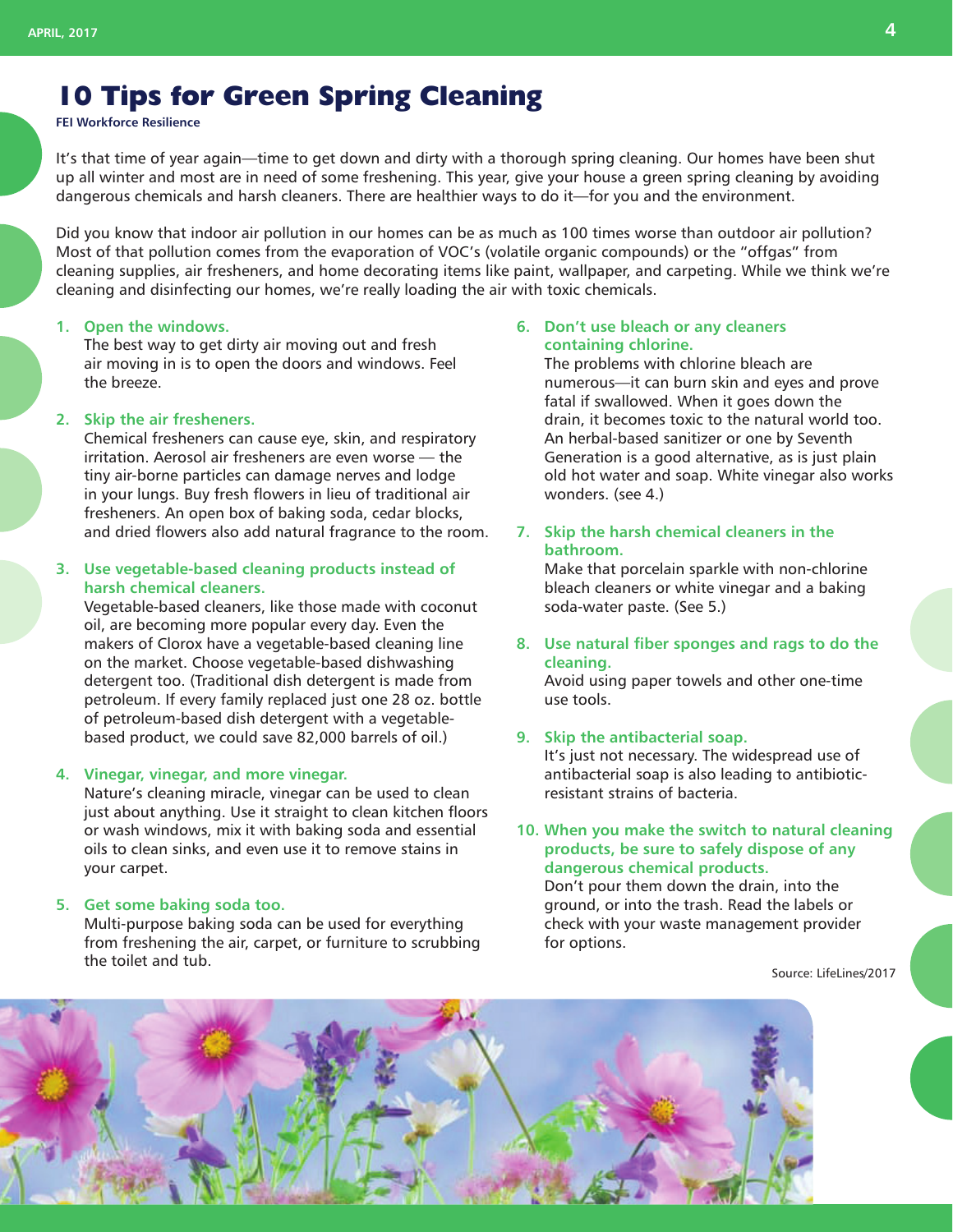# 10 Tips for Green Spring Cleaning

**FEI Workforce Resilience**

It's that time of year again—time to get down and dirty with a thorough spring cleaning. Our homes have been shut up all winter and most are in need of some freshening. This year, give your house a green spring cleaning by avoiding dangerous chemicals and harsh cleaners. There are healthier ways to do it—for you and the environment.

Did you know that indoor air pollution in our homes can be as much as 100 times worse than outdoor air pollution? Most of that pollution comes from the evaporation of VOC's (volatile organic compounds) or the "offgas" from cleaning supplies, air fresheners, and home decorating items like paint, wallpaper, and carpeting. While we think we're cleaning and disinfecting our homes, we're really loading the air with toxic chemicals.

1. **Open the windows.**
   The best way to get dirty air moving out and fresh air moving in is to open the doors and windows. Feel the breeze.

2. **Skip the air fresheners.**
   Chemical fresheners can cause eye, skin, and respiratory irritation. Aerosol air fresheners are even worse — the tiny air-borne particles can damage nerves and lodge in your lungs. Buy fresh flowers in lieu of traditional air fresheners. An open box of baking soda, cedar blocks, and dried flowers also add natural fragrance to the room.

3. **Use vegetable-based cleaning products instead of harsh chemical cleaners.**
   Vegetable-based cleaners, like those made with coconut oil, are becoming more popular every day. Even the makers of Clorox have a vegetable-based cleaning line on the market. Choose vegetable-based dishwashing detergent too. (Traditional dish detergent is made from petroleum. If every family replaced just one 28 oz. bottle of petroleum-based dish detergent with a vegetable-based product, we could save 82,000 barrels of oil.)

4. **Vinegar, vinegar, and more vinegar.**
   Nature's cleaning miracle, vinegar can be used to clean just about anything. Use it straight to clean kitchen floors or wash windows, mix it with baking soda and essential oils to clean sinks, and even use it to remove stains in your carpet.

5. **Get some baking soda too.**
   Multi-purpose baking soda can be used for everything from freshening the air, carpet, or furniture to scrubbing the toilet and tub.

6. **Don't use bleach or any cleaners containing chlorine.**
   The problems with chlorine bleach are numerous—it can burn skin and eyes and prove fatal if swallowed. When it goes down the drain, it becomes toxic to the natural world too. An herbal-based sanitizer or one by Seventh Generation is a good alternative, as is just plain old hot water and soap. White vinegar also works wonders. (see 4.)

7. **Skip the harsh chemical cleaners in the bathroom.**
   Make that porcelain sparkle with non-chlorine bleach cleaners or white vinegar and a baking soda-water paste. (See 5.)

8. **Use natural fiber sponges and rags to do the cleaning.**
   Avoid using paper towels and other one-time use tools.

9. **Skip the antibacterial soap.**
   It's just not necessary. The widespread use of antibacterial soap is also leading to antibiotic-resistant strains of bacteria.

10. **When you make the switch to natural cleaning products, be sure to safely dispose of any dangerous chemical products.**
    Don't pour them down the drain, into the ground, or into the trash. Read the labels or check with your waste management provider for options.

Source: LifeLines/2017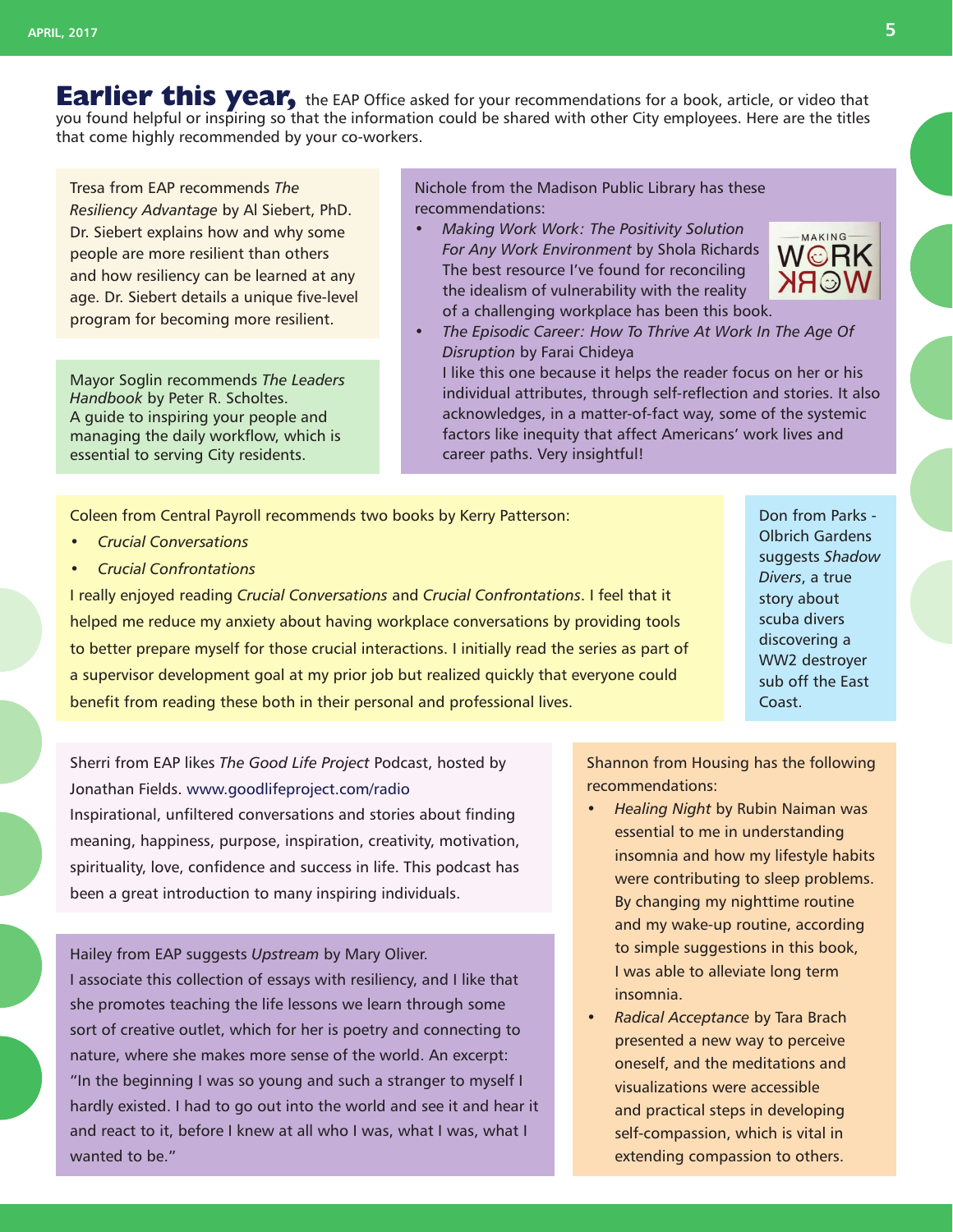**Earlier this year,** the EAP Office asked for your recommendations for a book, article, or video that you found helpful or inspiring so that the information could be shared with other City employees. Here are the titles that come highly recommended by your co-workers.

Tresa from EAP recommends *The Resiliency Advantage* by Al Siebert, PhD. Dr. Siebert explains how and why some people are more resilient than others and how resiliency can be learned at any age. Dr. Siebert details a unique five-level program for becoming more resilient.

Mayor Soglin recommends *The Leaders Handbook* by Peter R. Scholtes. A guide to inspiring your people and managing the daily workflow, which is essential to serving City residents.

Nichole from the Madison Public Library has these recommendations:

- *Making Work Work: The Positivity Solution For Any Work Environment* by Shola Richards The best resource I've found for reconciling the idealism of vulnerability with the reality of a challenging workplace has been this book.
- *The Episodic Career: How To Thrive At Work In The Age Of Disruption* by Farai Chideya I like this one because it helps the reader focus on her or his individual attributes, through self-reflection and stories. It also acknowledges, in a matter-of-fact way, some of the systemic factors like inequity that affect Americans' work lives and career paths. Very insightful!

Coleen from Central Payroll recommends two books by Kerry Patterson:

- *Crucial Conversations*
- *Crucial Confrontations*

I really enjoyed reading *Crucial Conversations* and *Crucial Confrontations*. I feel that it helped me reduce my anxiety about having workplace conversations by providing tools to better prepare myself for those crucial interactions. I initially read the series as part of a supervisor development goal at my prior job but realized quickly that everyone could benefit from reading these both in their personal and professional lives.

Don from Parks - Olbrich Gardens suggests *Shadow Divers*, a true story about scuba divers discovering a WW2 destroyer sub off the East Coast.

Sherri from EAP likes *The Good Life Project* Podcast, hosted by Jonathan Fields. www.goodlifeproject.com/radio
Inspirational, unfiltered conversations and stories about finding meaning, happiness, purpose, inspiration, creativity, motivation, spirituality, love, confidence and success in life. This podcast has been a great introduction to many inspiring individuals.

Hailey from EAP suggests *Upstream* by Mary Oliver.
I associate this collection of essays with resiliency, and I like that she promotes teaching the life lessons we learn through some sort of creative outlet, which for her is poetry and connecting to nature, where she makes more sense of the world. An excerpt: "In the beginning I was so young and such a stranger to myself I hardly existed. I had to go out into the world and see it and hear it and react to it, before I knew at all who I was, what I was, what I wanted to be."

Shannon from Housing has the following recommendations:

- *Healing Night* by Rubin Naiman was essential to me in understanding insomnia and how my lifestyle habits were contributing to sleep problems. By changing my nighttime routine and my wake-up routine, according to simple suggestions in this book, I was able to alleviate long term insomnia.
- *Radical Acceptance* by Tara Brach presented a new way to perceive oneself, and the meditations and visualizations were accessible and practical steps in developing self-compassion, which is vital in extending compassion to others.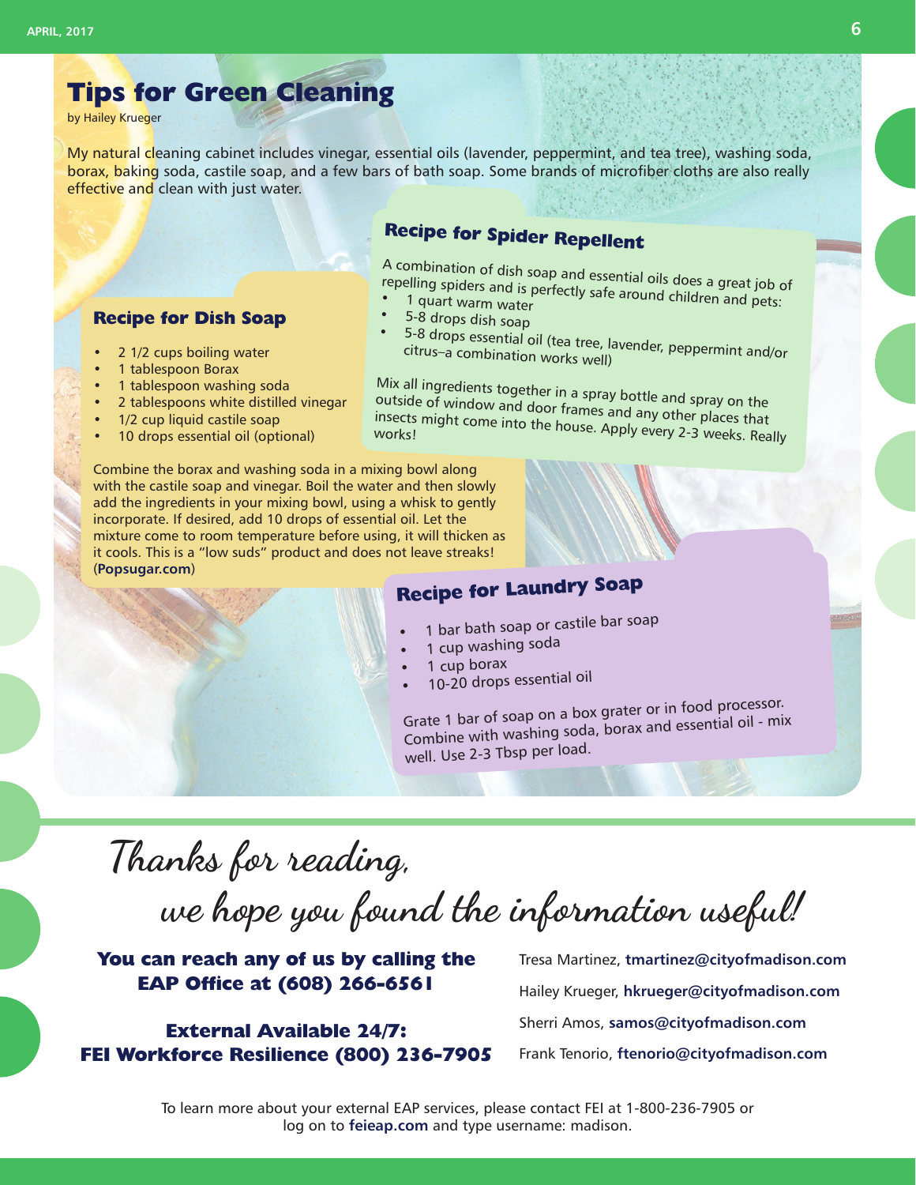# Tips for Green Cleaning

by Hailey Krueger

My natural cleaning cabinet includes vinegar, essential oils (lavender, peppermint, and tea tree), washing soda, borax, baking soda, castile soap, and a few bars of bath soap. Some brands of microfiber cloths are also really effective and clean with just water.

## Recipe for Dish Soap

- 2 1/2 cups boiling water
- 1 tablespoon Borax
- 1 tablespoon washing soda
- 2 tablespoons white distilled vinegar
- 1/2 cup liquid castile soap
- 10 drops essential oil (optional)

Combine the borax and washing soda in a mixing bowl along with the castile soap and vinegar. Boil the water and then slowly add the ingredients in your mixing bowl, using a whisk to gently incorporate. If desired, add 10 drops of essential oil. Let the mixture come to room temperature before using, it will thicken as it cools. This is a "low suds" product and does not leave streaks! (**Popsugar.com**)

## Recipe for Spider Repellent

A combination of dish soap and essential oils does a great job of repelling spiders and is perfectly safe around children and pets:

- 1 quart warm water
- 5-8 drops dish soap
- 5-8 drops essential oil (tea tree, lavender, peppermint and/or citrus–a combination works well)

Mix all ingredients together in a spray bottle and spray on the outside of window and door frames and any other places that insects might come into the house. Apply every 2-3 weeks. Really works!

## Recipe for Laundry Soap

- 1 bar bath soap or castile bar soap
- 1 cup washing soda
- 1 cup borax
- 10-20 drops essential oil

Grate 1 bar of soap on a box grater or in food processor. Combine with washing soda, borax and essential oil - mix well. Use 2-3 Tbsp per load.

*Thanks for reading, we hope you found the information useful!*

**You can reach any of us by calling the EAP Office at (608) 266-6561**

**External Available 24/7: FEI Workforce Resilience (800) 236-7905**

Tresa Martinez, **tmartinez@cityofmadison.com**

Hailey Krueger, **hkrueger@cityofmadison.com**

Sherri Amos, **samos@cityofmadison.com**

Frank Tenorio, **ftenorio@cityofmadison.com**

To learn more about your external EAP services, please contact FEI at 1-800-236-7905 or log on to **feieap.com** and type username: madison.